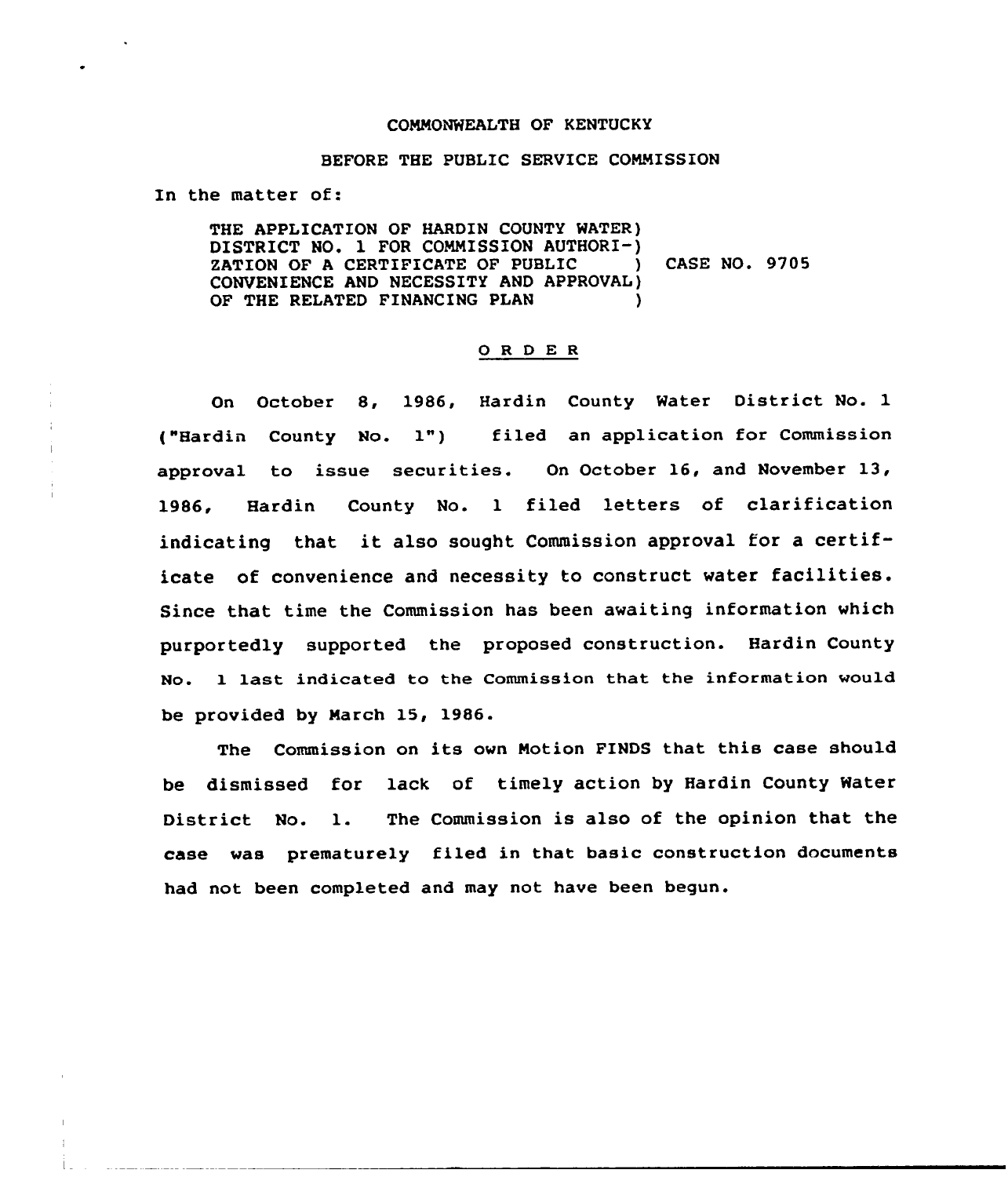COMMONWEALTH OF KENTUCKY

BEFORE THE PUBLIC SERVICE COMMISSION

In the matter of:

THE APPLICATION OF HARDIN COUNTY WATER DISTRICT NO. 1 FOR COMMISSION AUTHORIZATION OF A CERTIFICATE OF PUBLIC CONVENIENCE AND NECESSITY AND APPROVAL OF THE RELATED FINANCING PLAN ) CASE NO. 9705

## O R D E R

On October 8, 1986, Hardin County Water District No. 1 ("Hardin County No. 1") filed an application for Commission approval to issue securities. On October 16, and November 13, 1986, Hardin County No. 1 filed letters of clarification indicating that it also sought Commission approval for a certificate of convenience and necessity to construct water facilities. Since that time the Commission has been awaiting information which purportedly supported the proposed construction. Hardin County No. 1 last indicated to the Commission that the information would be provided by March 15, 1986.

The Commission on its own Motion FINDS that this case should be dismissed for lack of timely action by Hardin County Water District No. 1. The Commission is also of the opinion that the case was prematurely filed in that basic construction documents had not been completed and may not have been begun.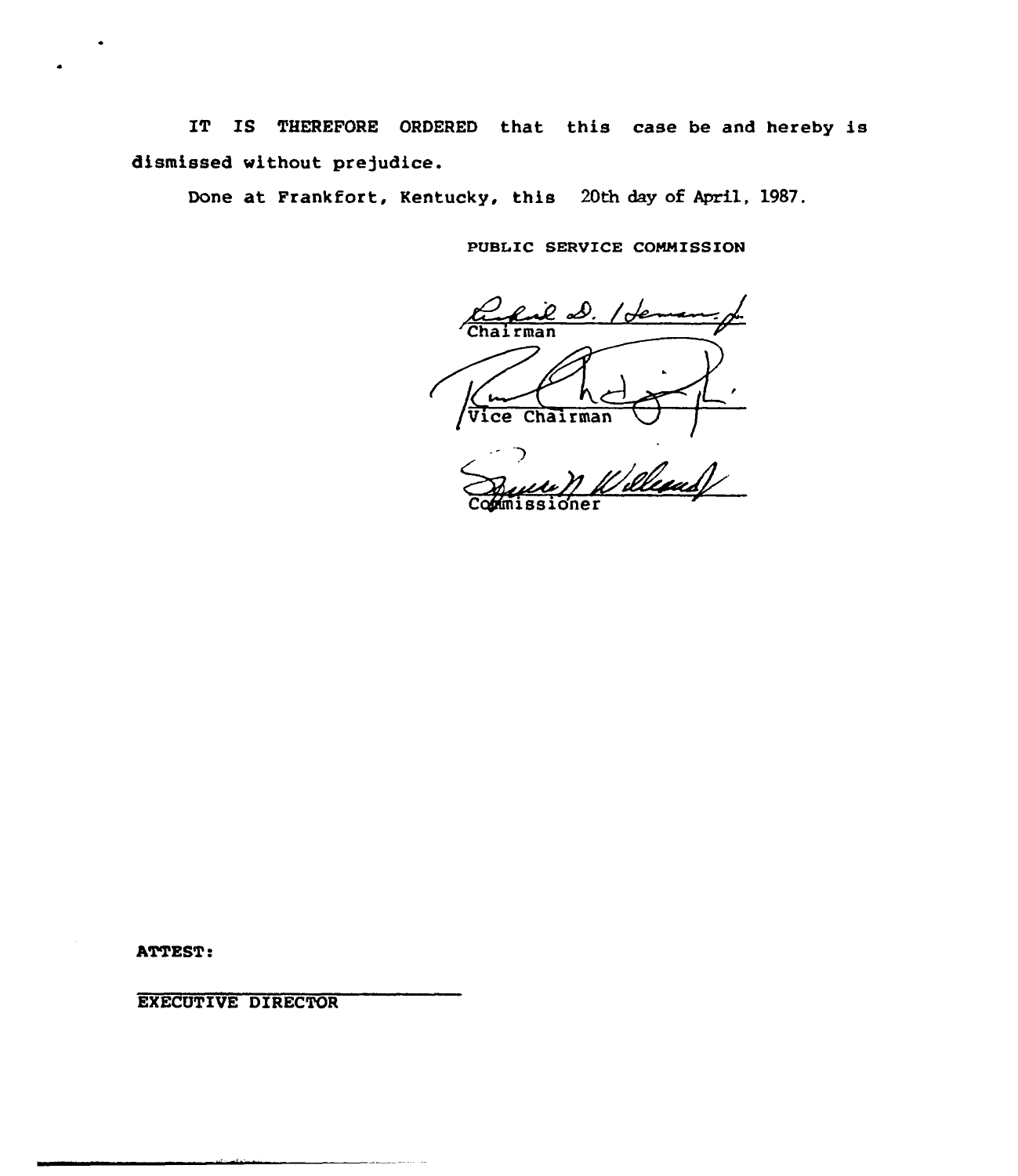IT IS THEREFORE ORDERED that this case be and hereby is dismissed without prejudice.

Done at Frankfort, Kentucky, this 20th day of April, 1987.

PUBLIC SERVICE COMMISSION

Chairman

Vice Chairman

Commissioner

ATTEST:

EXECUTIVE DIRECTOR